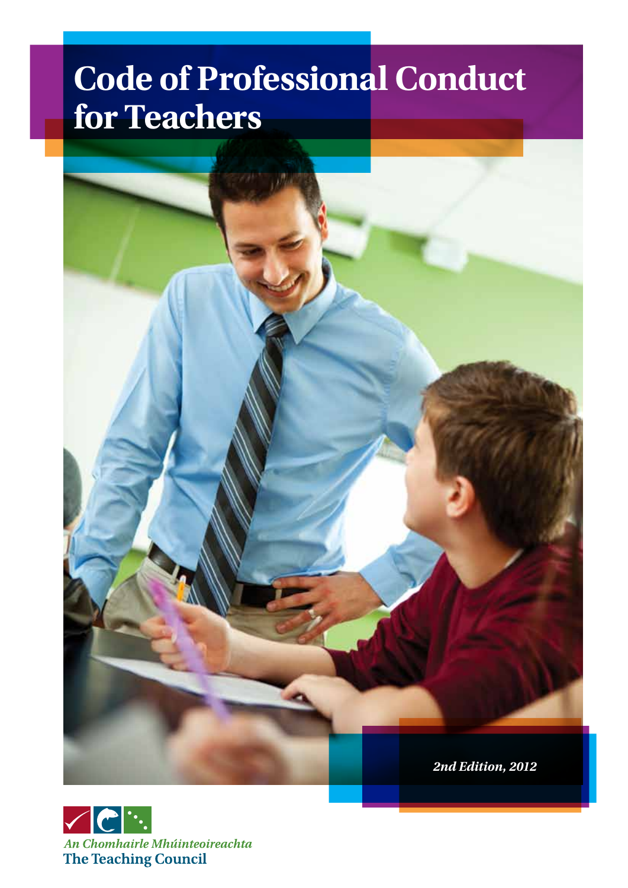# Code of Professional Conduct for Teachers

*2nd Edition, 2012*

*An Chomhairle Mhúinteoireachta*

**The Teaching Council**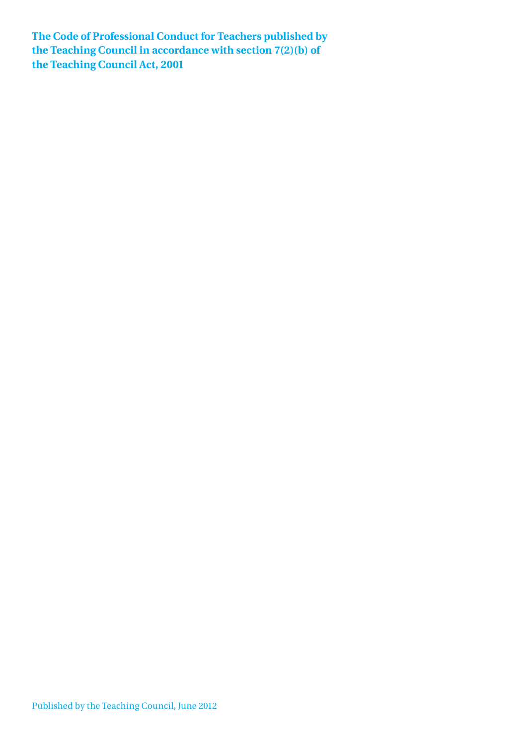**The Code of Professional Conduct for Teachers published by the Teaching Council in accordance with section 7(2)(b) of the Teaching Council Act, 2001**

Published by the Teaching Council, June 2012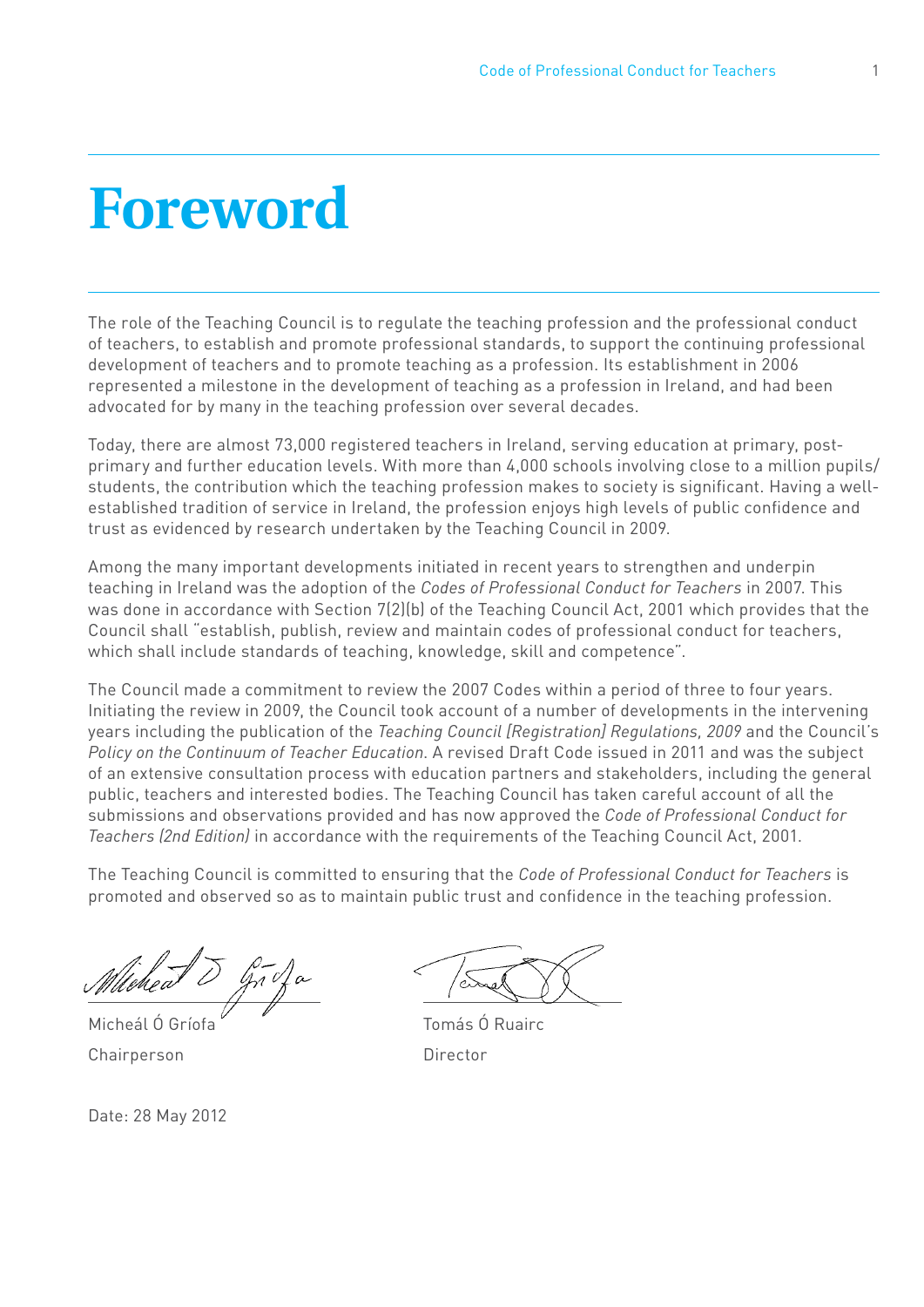# Foreword

The role of the Teaching Council is to regulate the teaching profession and the professional conduct of teachers, to establish and promote professional standards, to support the continuing professional development of teachers and to promote teaching as a profession. Its establishment in 2006 represented a milestone in the development of teaching as a profession in Ireland, and had been advocated for by many in the teaching profession over several decades.

Today, there are almost 73,000 registered teachers in Ireland, serving education at primary, post-primary and further education levels. With more than 4,000 schools involving close to a million pupils/students, the contribution which the teaching profession makes to society is significant. Having a well-established tradition of service in Ireland, the profession enjoys high levels of public confidence and trust as evidenced by research undertaken by the Teaching Council in 2009.

Among the many important developments initiated in recent years to strengthen and underpin teaching in Ireland was the adoption of the *Codes of Professional Conduct for Teachers* in 2007. This was done in accordance with Section 7(2)(b) of the Teaching Council Act, 2001 which provides that the Council shall "establish, publish, review and maintain codes of professional conduct for teachers, which shall include standards of teaching, knowledge, skill and competence".

The Council made a commitment to review the 2007 Codes within a period of three to four years. Initiating the review in 2009, the Council took account of a number of developments in the intervening years including the publication of the *Teaching Council [Registration] Regulations, 2009* and the Council's *Policy on the Continuum of Teacher Education*. A revised Draft Code issued in 2011 and was the subject of an extensive consultation process with education partners and stakeholders, including the general public, teachers and interested bodies. The Teaching Council has taken careful account of all the submissions and observations provided and has now approved the *Code of Professional Conduct for Teachers (2nd Edition)* in accordance with the requirements of the Teaching Council Act, 2001.

The Teaching Council is committed to ensuring that the *Code of Professional Conduct for Teachers* is promoted and observed so as to maintain public trust and confidence in the teaching profession.

Micheál Ó Gríofa
Chairperson

Tomás Ó Ruairc
Director

Date: 28 May 2012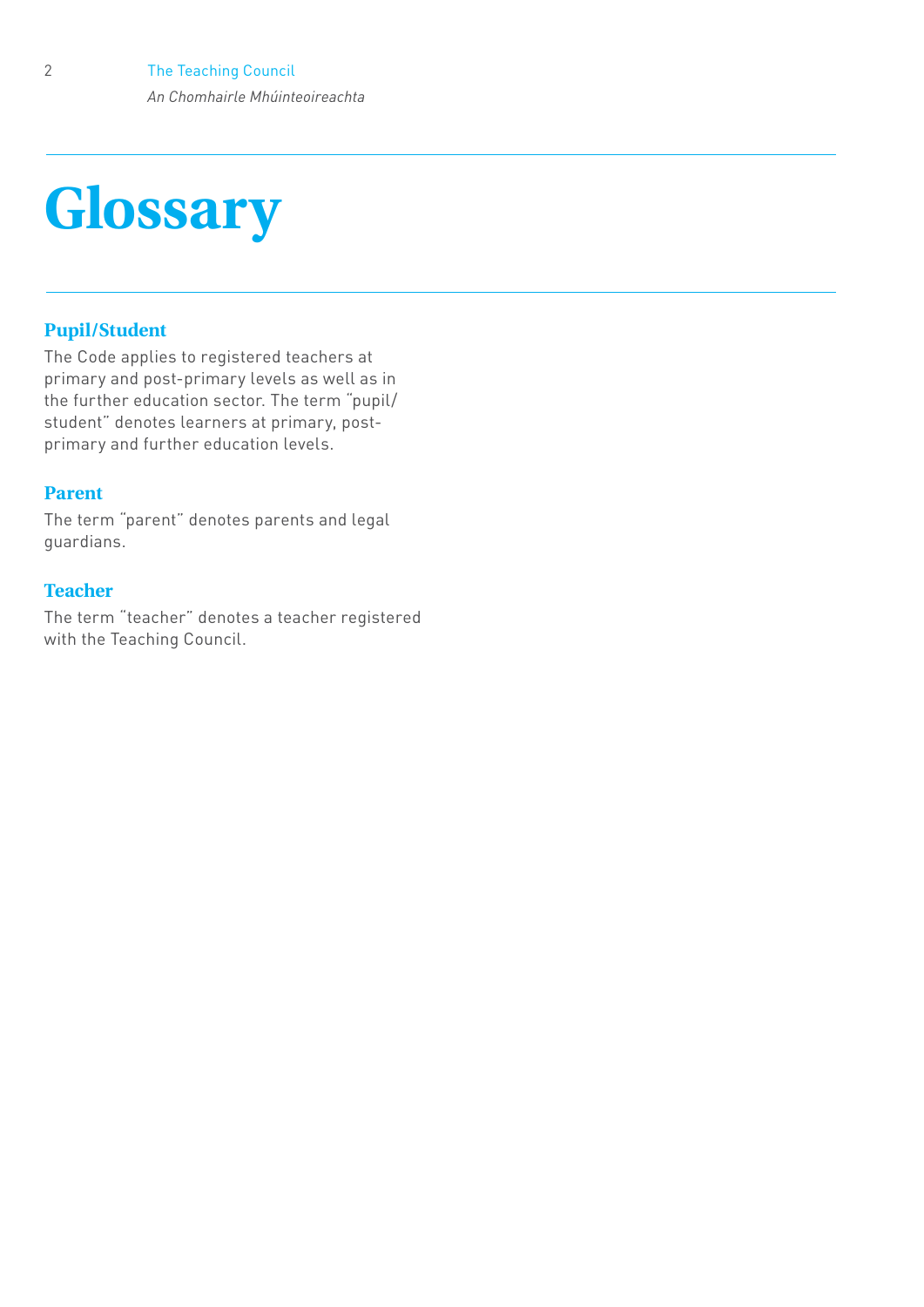# Glossary

### Pupil/Student

The Code applies to registered teachers at primary and post-primary levels as well as in the further education sector. The term "pupil/ student" denotes learners at primary, post-primary and further education levels.

### Parent

The term "parent" denotes parents and legal guardians.

### Teacher

The term "teacher" denotes a teacher registered with the Teaching Council.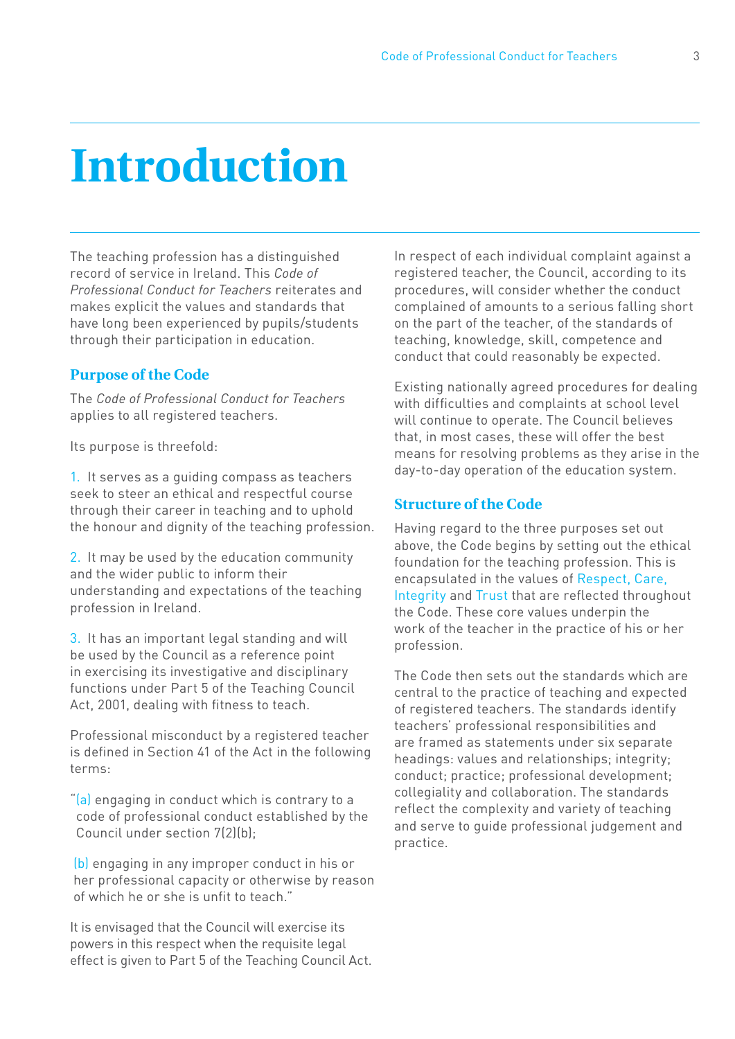# Introduction

The teaching profession has a distinguished record of service in Ireland. This *Code of Professional Conduct for Teachers* reiterates and makes explicit the values and standards that have long been experienced by pupils/students through their participation in education.

## Purpose of the Code

The *Code of Professional Conduct for Teachers* applies to all registered teachers.

Its purpose is threefold:

1. It serves as a guiding compass as teachers seek to steer an ethical and respectful course through their career in teaching and to uphold the honour and dignity of the teaching profession.

2. It may be used by the education community and the wider public to inform their understanding and expectations of the teaching profession in Ireland.

3. It has an important legal standing and will be used by the Council as a reference point in exercising its investigative and disciplinary functions under Part 5 of the Teaching Council Act, 2001, dealing with fitness to teach.

Professional misconduct by a registered teacher is defined in Section 41 of the Act in the following terms:

"(a) engaging in conduct which is contrary to a code of professional conduct established by the Council under section 7(2)(b);

(b) engaging in any improper conduct in his or her professional capacity or otherwise by reason of which he or she is unfit to teach."

It is envisaged that the Council will exercise its powers in this respect when the requisite legal effect is given to Part 5 of the Teaching Council Act.

In respect of each individual complaint against a registered teacher, the Council, according to its procedures, will consider whether the conduct complained of amounts to a serious falling short on the part of the teacher, of the standards of teaching, knowledge, skill, competence and conduct that could reasonably be expected.

Existing nationally agreed procedures for dealing with difficulties and complaints at school level will continue to operate. The Council believes that, in most cases, these will offer the best means for resolving problems as they arise in the day-to-day operation of the education system.

## Structure of the Code

Having regard to the three purposes set out above, the Code begins by setting out the ethical foundation for the teaching profession. This is encapsulated in the values of Respect, Care, Integrity and Trust that are reflected throughout the Code. These core values underpin the work of the teacher in the practice of his or her profession.

The Code then sets out the standards which are central to the practice of teaching and expected of registered teachers. The standards identify teachers' professional responsibilities and are framed as statements under six separate headings: values and relationships; integrity; conduct; practice; professional development; collegiality and collaboration. The standards reflect the complexity and variety of teaching and serve to guide professional judgement and practice.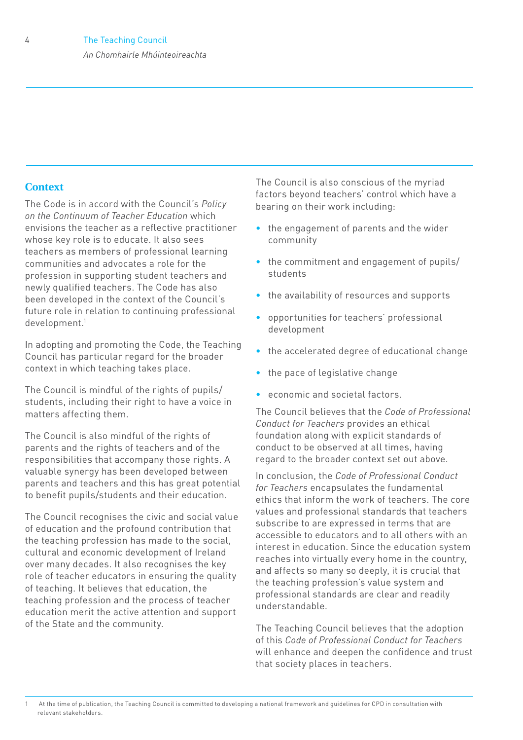## Context

The Code is in accord with the Council's *Policy on the Continuum of Teacher Education* which envisions the teacher as a reflective practitioner whose key role is to educate. It also sees teachers as members of professional learning communities and advocates a role for the profession in supporting student teachers and newly qualified teachers. The Code has also been developed in the context of the Council's future role in relation to continuing professional development.[1]

In adopting and promoting the Code, the Teaching Council has particular regard for the broader context in which teaching takes place.

The Council is mindful of the rights of pupils/ students, including their right to have a voice in matters affecting them.

The Council is also mindful of the rights of parents and the rights of teachers and of the responsibilities that accompany those rights. A valuable synergy has been developed between parents and teachers and this has great potential to benefit pupils/students and their education.

The Council recognises the civic and social value of education and the profound contribution that the teaching profession has made to the social, cultural and economic development of Ireland over many decades. It also recognises the key role of teacher educators in ensuring the quality of teaching. It believes that education, the teaching profession and the process of teacher education merit the active attention and support of the State and the community.

The Council is also conscious of the myriad factors beyond teachers' control which have a bearing on their work including:

- the engagement of parents and the wider community
- the commitment and engagement of pupils/ students
- the availability of resources and supports
- opportunities for teachers' professional development
- the accelerated degree of educational change
- the pace of legislative change
- economic and societal factors.

The Council believes that the *Code of Professional Conduct for Teachers* provides an ethical foundation along with explicit standards of conduct to be observed at all times, having regard to the broader context set out above.

In conclusion, the *Code of Professional Conduct for Teachers* encapsulates the fundamental ethics that inform the work of teachers. The core values and professional standards that teachers subscribe to are expressed in terms that are accessible to educators and to all others with an interest in education. Since the education system reaches into virtually every home in the country, and affects so many so deeply, it is crucial that the teaching profession's value system and professional standards are clear and readily understandable.

The Teaching Council believes that the adoption of this *Code of Professional Conduct for Teachers* will enhance and deepen the confidence and trust that society places in teachers.

[1] At the time of publication, the Teaching Council is committed to developing a national framework and guidelines for CPD in consultation with relevant stakeholders.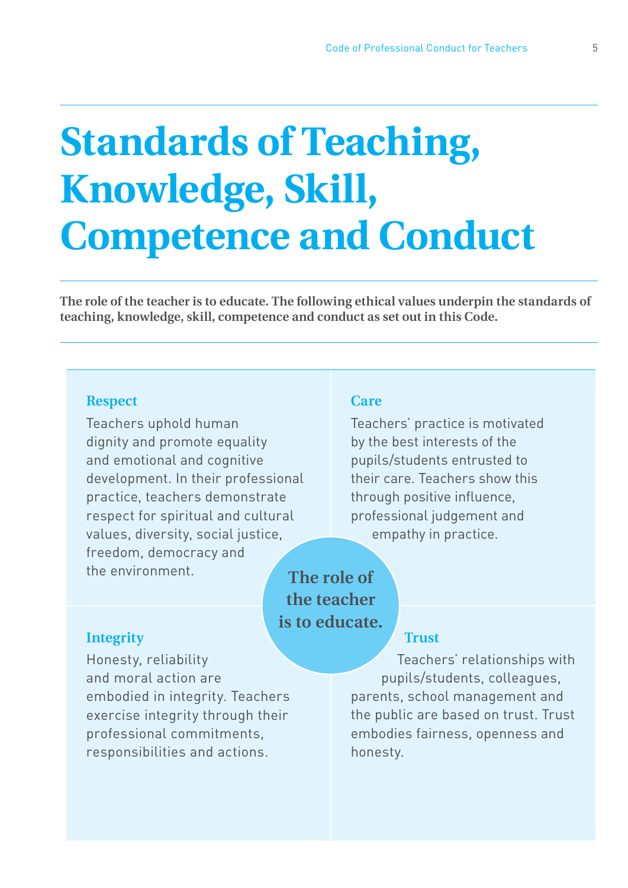# Standards of Teaching, Knowledge, Skill, Competence and Conduct

**The role of the teacher is to educate. The following ethical values underpin the standards of teaching, knowledge, skill, competence and conduct as set out in this Code.**

### Respect

Teachers uphold human dignity and promote equality and emotional and cognitive development. In their professional practice, teachers demonstrate respect for spiritual and cultural values, diversity, social justice, freedom, democracy and the environment.

### Care

Teachers' practice is motivated by the best interests of the pupils/students entrusted to their care. Teachers show this through positive influence, professional judgement and empathy in practice.

**The role of the teacher is to educate.**

### Integrity

Honesty, reliability and moral action are embodied in integrity. Teachers exercise integrity through their professional commitments, responsibilities and actions.

### Trust

Teachers' relationships with pupils/students, colleagues, parents, school management and the public are based on trust. Trust embodies fairness, openness and honesty.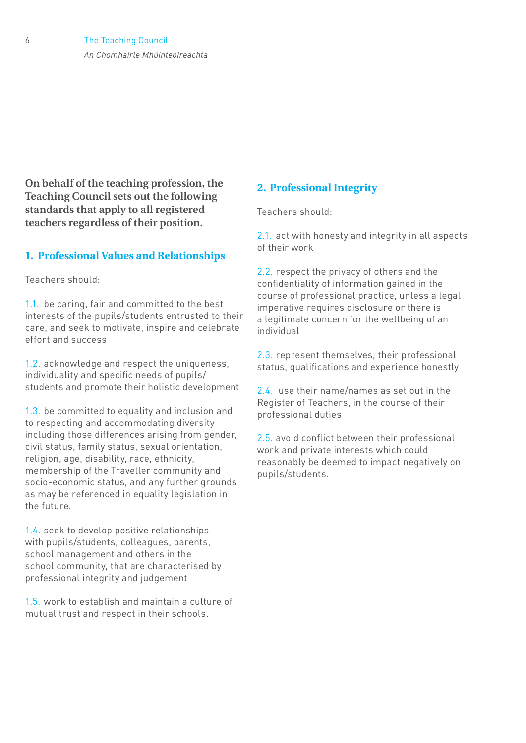**On behalf of the teaching profession, the Teaching Council sets out the following standards that apply to all registered teachers regardless of their position.**

## 1. Professional Values and Relationships

Teachers should:

1.1. be caring, fair and committed to the best interests of the pupils/students entrusted to their care, and seek to motivate, inspire and celebrate effort and success

1.2. acknowledge and respect the uniqueness, individuality and specific needs of pupils/ students and promote their holistic development

1.3. be committed to equality and inclusion and to respecting and accommodating diversity including those differences arising from gender, civil status, family status, sexual orientation, religion, age, disability, race, ethnicity, membership of the Traveller community and socio-economic status, and any further grounds as may be referenced in equality legislation in the future.

1.4. seek to develop positive relationships with pupils/students, colleagues, parents, school management and others in the school community, that are characterised by professional integrity and judgement

1.5. work to establish and maintain a culture of mutual trust and respect in their schools.

## 2. Professional Integrity

Teachers should:

2.1. act with honesty and integrity in all aspects of their work

2.2. respect the privacy of others and the confidentiality of information gained in the course of professional practice, unless a legal imperative requires disclosure or there is a legitimate concern for the wellbeing of an individual

2.3. represent themselves, their professional status, qualifications and experience honestly

2.4. use their name/names as set out in the Register of Teachers, in the course of their professional duties

2.5. avoid conflict between their professional work and private interests which could reasonably be deemed to impact negatively on pupils/students.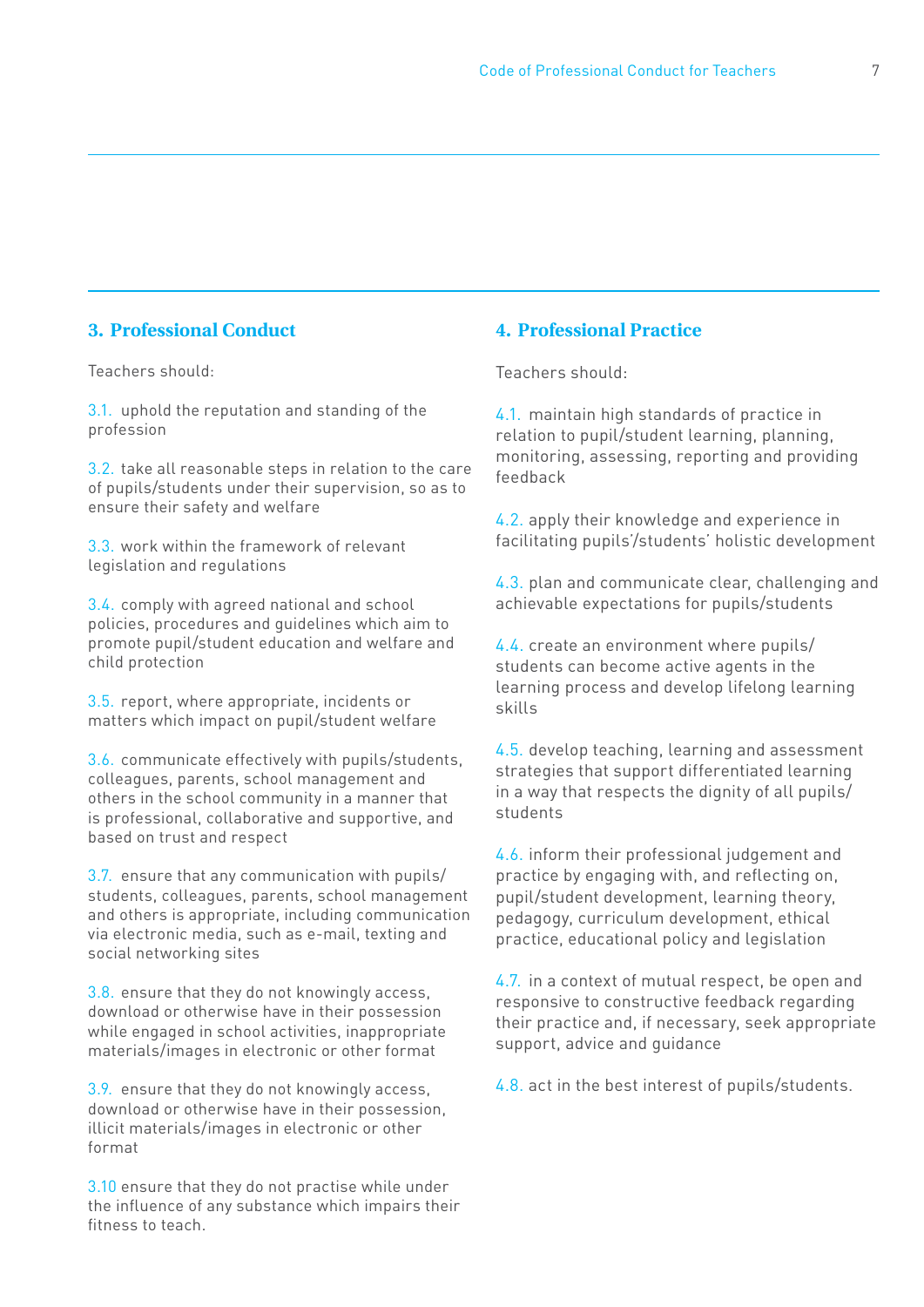## 3. Professional Conduct

Teachers should:

3.1. uphold the reputation and standing of the profession

3.2. take all reasonable steps in relation to the care of pupils/students under their supervision, so as to ensure their safety and welfare

3.3. work within the framework of relevant legislation and regulations

3.4. comply with agreed national and school policies, procedures and guidelines which aim to promote pupil/student education and welfare and child protection

3.5. report, where appropriate, incidents or matters which impact on pupil/student welfare

3.6. communicate effectively with pupils/students, colleagues, parents, school management and others in the school community in a manner that is professional, collaborative and supportive, and based on trust and respect

3.7. ensure that any communication with pupils/students, colleagues, parents, school management and others is appropriate, including communication via electronic media, such as e-mail, texting and social networking sites

3.8. ensure that they do not knowingly access, download or otherwise have in their possession while engaged in school activities, inappropriate materials/images in electronic or other format

3.9. ensure that they do not knowingly access, download or otherwise have in their possession, illicit materials/images in electronic or other format

3.10 ensure that they do not practise while under the influence of any substance which impairs their fitness to teach.

## 4. Professional Practice

Teachers should:

4.1. maintain high standards of practice in relation to pupil/student learning, planning, monitoring, assessing, reporting and providing feedback

4.2. apply their knowledge and experience in facilitating pupils'/students' holistic development

4.3. plan and communicate clear, challenging and achievable expectations for pupils/students

4.4. create an environment where pupils/students can become active agents in the learning process and develop lifelong learning skills

4.5. develop teaching, learning and assessment strategies that support differentiated learning in a way that respects the dignity of all pupils/students

4.6. inform their professional judgement and practice by engaging with, and reflecting on, pupil/student development, learning theory, pedagogy, curriculum development, ethical practice, educational policy and legislation

4.7. in a context of mutual respect, be open and responsive to constructive feedback regarding their practice and, if necessary, seek appropriate support, advice and guidance

4.8. act in the best interest of pupils/students.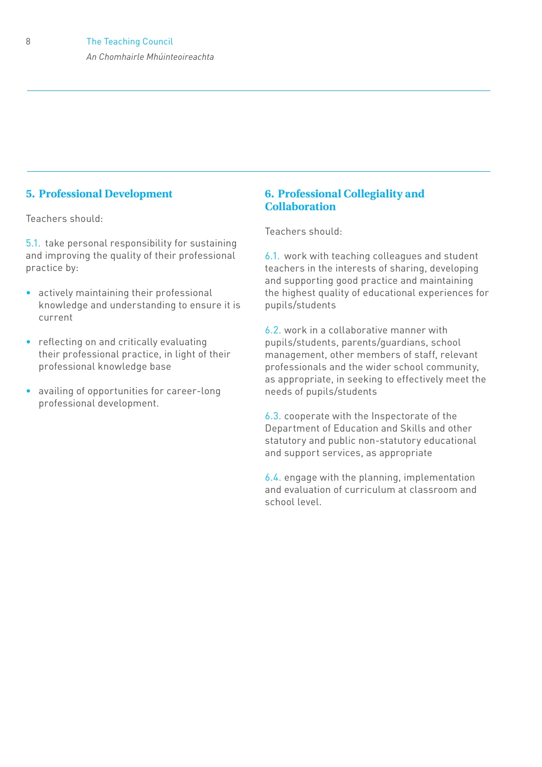## 5. Professional Development

Teachers should:

5.1. take personal responsibility for sustaining and improving the quality of their professional practice by:

- actively maintaining their professional knowledge and understanding to ensure it is current
- reflecting on and critically evaluating their professional practice, in light of their professional knowledge base
- availing of opportunities for career-long professional development.

## 6. Professional Collegiality and Collaboration

Teachers should:

6.1. work with teaching colleagues and student teachers in the interests of sharing, developing and supporting good practice and maintaining the highest quality of educational experiences for pupils/students

6.2. work in a collaborative manner with pupils/students, parents/guardians, school management, other members of staff, relevant professionals and the wider school community, as appropriate, in seeking to effectively meet the needs of pupils/students

6.3. cooperate with the Inspectorate of the Department of Education and Skills and other statutory and public non-statutory educational and support services, as appropriate

6.4. engage with the planning, implementation and evaluation of curriculum at classroom and school level.